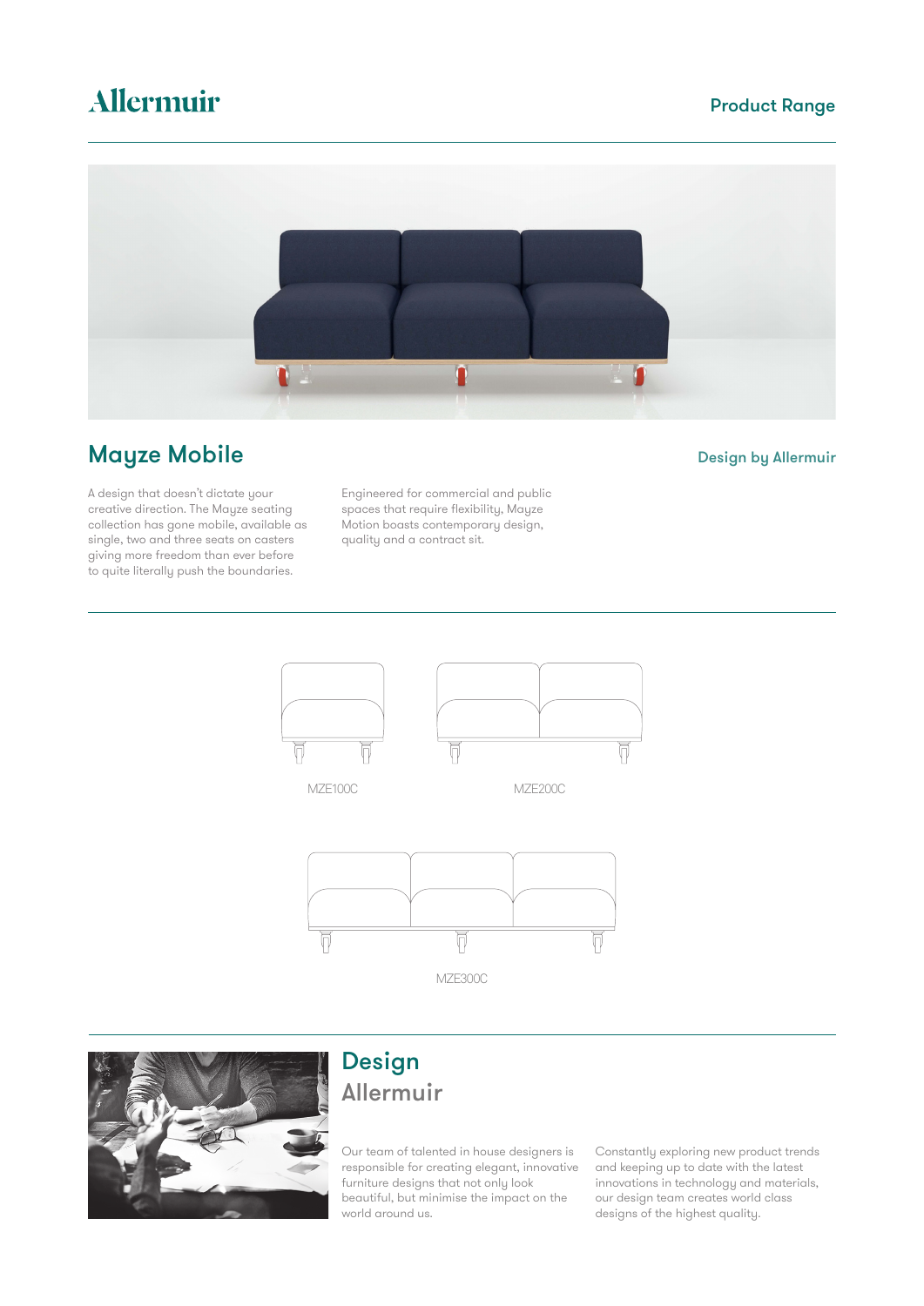Allermuir

Product Range

## Mayze Mobile

Design by Allermuir

A design that doesn't dictate your creative direction. The Mayze seating collection has gone mobile, available as single, two and three seats on casters giving more freedom than ever before to quite literally push the boundaries.

Engineered for commercial and public spaces that require flexibility, Mayze Motion boasts contemporary design, quality and a contract sit.

MZE100C

MZE200C

MZE300C

## Design
## Allermuir

Our team of talented in house designers is responsible for creating elegant, innovative furniture designs that not only look beautiful, but minimise the impact on the world around us.

Constantly exploring new product trends and keeping up to date with the latest innovations in technology and materials, our design team creates world class designs of the highest quality.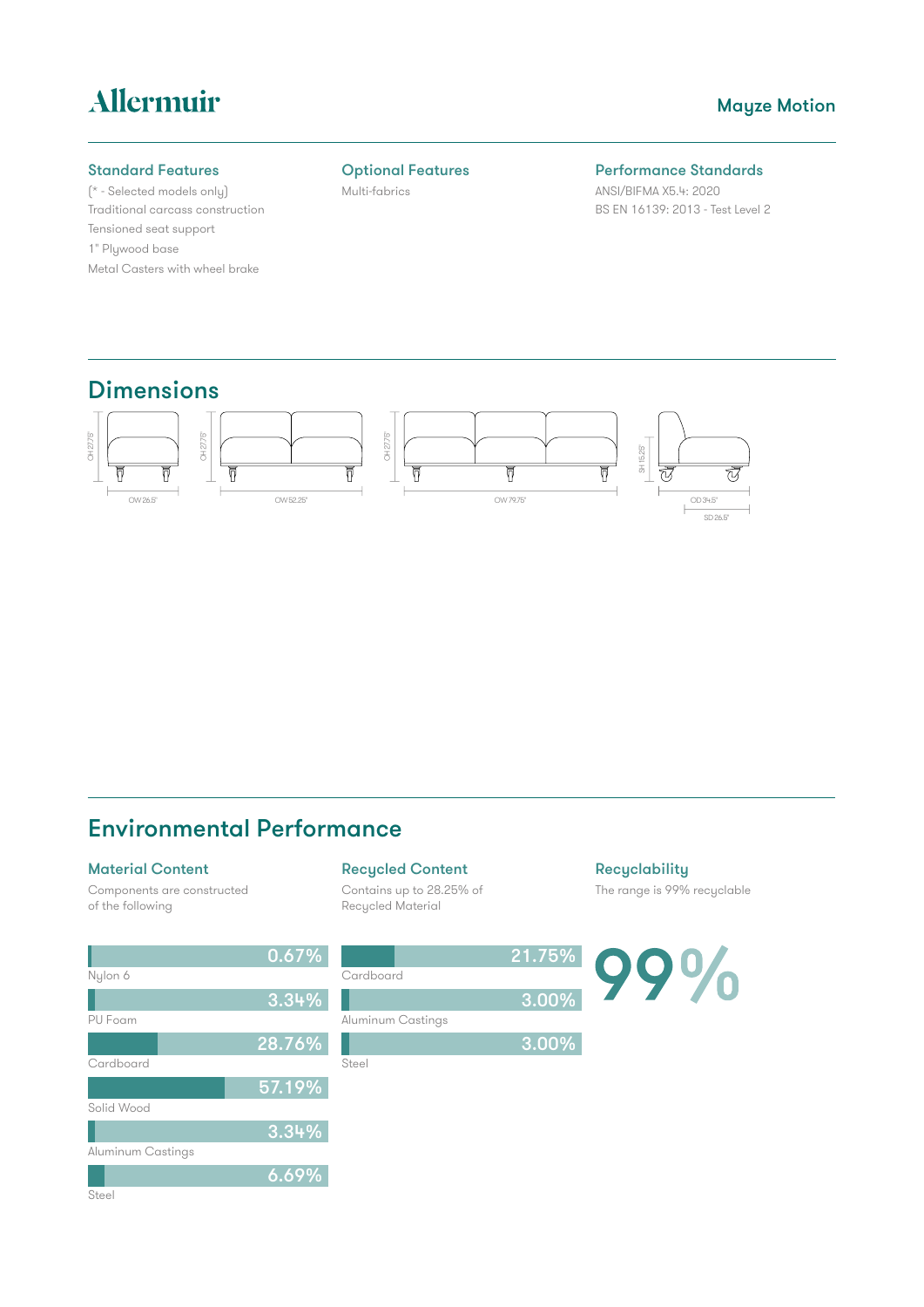# Allermuir

## Mayze Motion

### Standard Features

(* - Selected models only)
Traditional carcass construction
Tensioned seat support
1" Plywood base
Metal Casters with wheel brake

### Optional Features

Multi-fabrics

### Performance Standards

ANSI/BIFMA X5.4: 2020
BS EN 16139: 2013 - Test Level 2

## Dimensions

OH 27.75" | OW 26.5"

OH 27.75" | OW 52.25"

OH 27.75" | OW 79.75"

SH 15.25" | OD 34.5" | SD 26.5"

## Environmental Performance

### Material Content

Components are constructed of the following

| Material | Percentage |
|---|---|
| Nylon 6 | 0.67% |
| PU Foam | 3.34% |
| Cardboard | 28.76% |
| Solid Wood | 57.19% |
| Aluminum Castings | 3.34% |
| Steel | 6.69% |

### Recycled Content

Contains up to 28.25% of Recycled Material

| Material | Percentage |
|---|---|
| Cardboard | 21.75% |
| Aluminum Castings | 3.00% |
| Steel | 3.00% |

### Recyclability

The range is 99% recyclable

99%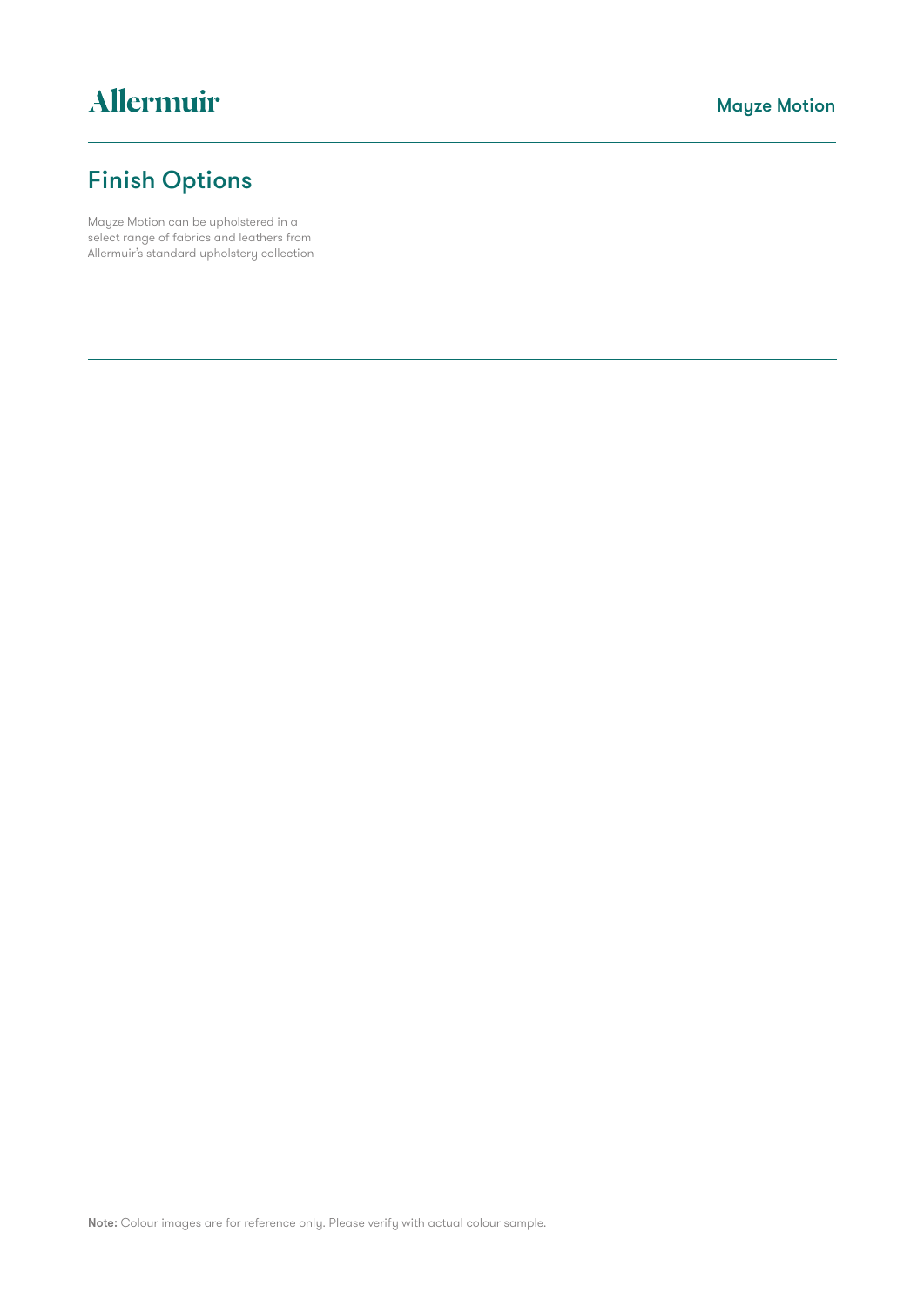## Finish Options

Mayze Motion can be upholstered in a select range of fabrics and leathers from Allermuir's standard upholstery collection

**Note:** Colour images are for reference only. Please verify with actual colour sample.